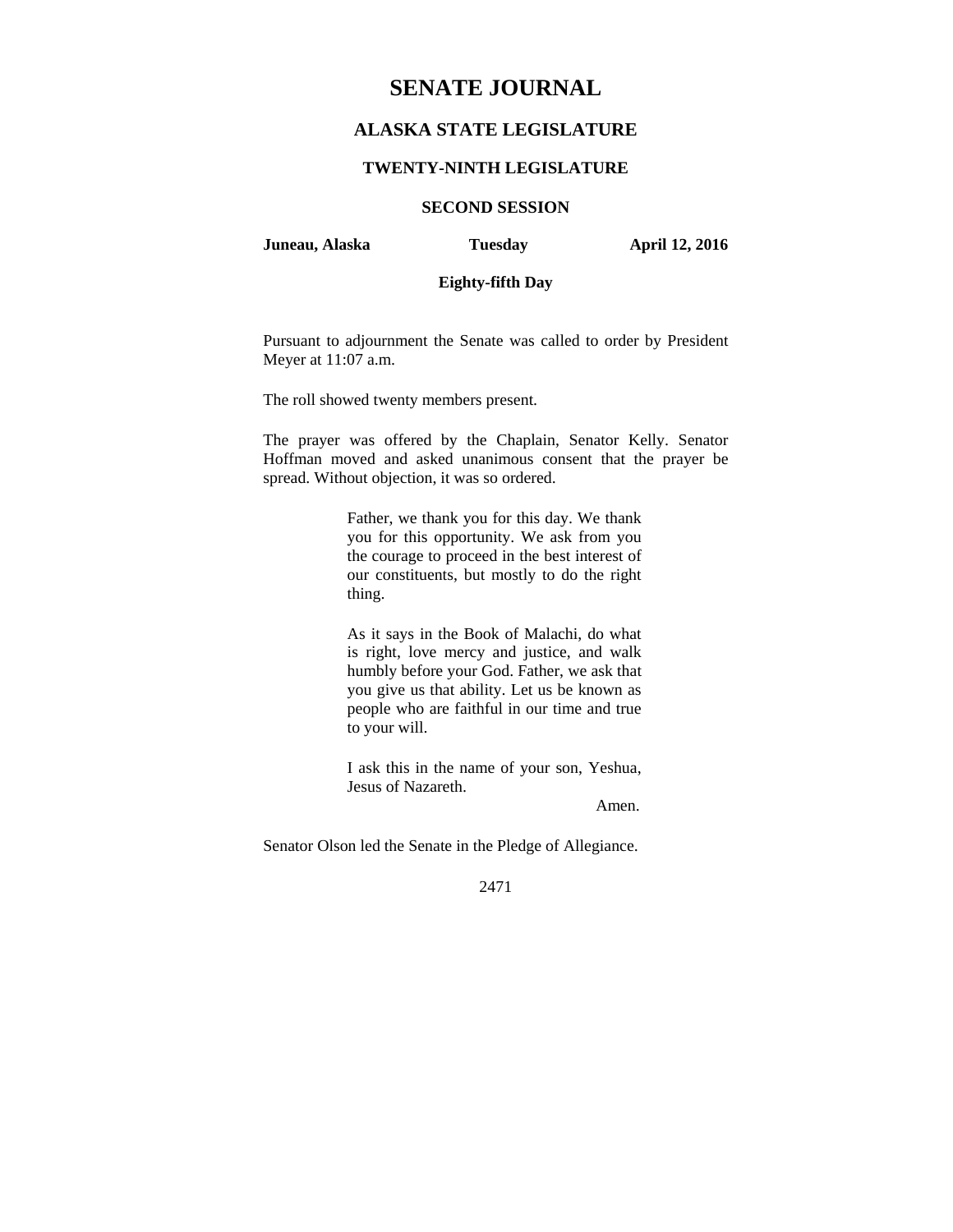# SENATE JOURNAL

## ALASKA STATE LEGISLATURE

### TWENTY-NINTH LEGISLATURE

### SECOND SESSION

**Juneau, Alaska** **Tuesday** **April 12, 2016**

**Eighty-fifth Day**

Pursuant to adjournment the Senate was called to order by President Meyer at 11:07 a.m.

The roll showed twenty members present.

The prayer was offered by the Chaplain, Senator Kelly. Senator Hoffman moved and asked unanimous consent that the prayer be spread. Without objection, it was so ordered.

> Father, we thank you for this day. We thank you for this opportunity. We ask from you the courage to proceed in the best interest of our constituents, but mostly to do the right thing.
>
> As it says in the Book of Malachi, do what is right, love mercy and justice, and walk humbly before your God. Father, we ask that you give us that ability. Let us be known as people who are faithful in our time and true to your will.
>
> I ask this in the name of your son, Yeshua, Jesus of Nazareth.
>
> Amen.

Senator Olson led the Senate in the Pledge of Allegiance.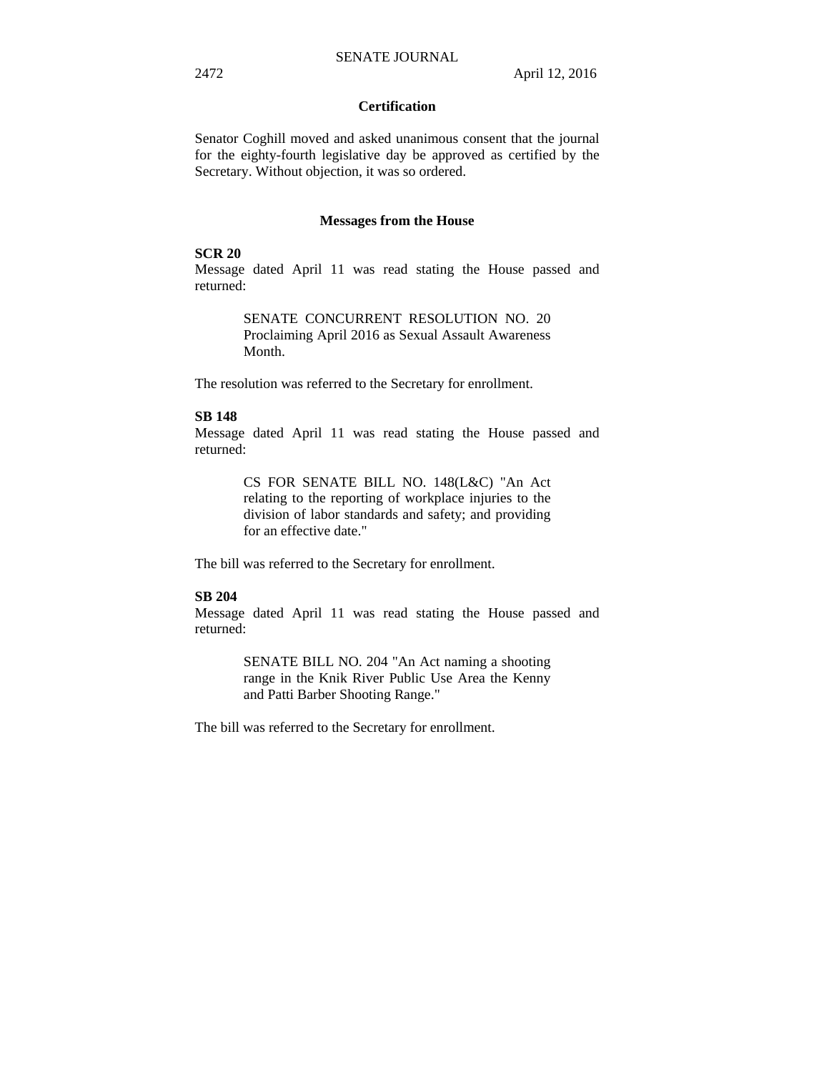## Certification

Senator Coghill moved and asked unanimous consent that the journal for the eighty-fourth legislative day be approved as certified by the Secretary. Without objection, it was so ordered.

## Messages from the House

**SCR 20**
Message dated April 11 was read stating the House passed and returned:

> SENATE CONCURRENT RESOLUTION NO. 20 Proclaiming April 2016 as Sexual Assault Awareness Month.

The resolution was referred to the Secretary for enrollment.

**SB 148**
Message dated April 11 was read stating the House passed and returned:

> CS FOR SENATE BILL NO. 148(L&C) "An Act relating to the reporting of workplace injuries to the division of labor standards and safety; and providing for an effective date."

The bill was referred to the Secretary for enrollment.

**SB 204**
Message dated April 11 was read stating the House passed and returned:

> SENATE BILL NO. 204 "An Act naming a shooting range in the Knik River Public Use Area the Kenny and Patti Barber Shooting Range."

The bill was referred to the Secretary for enrollment.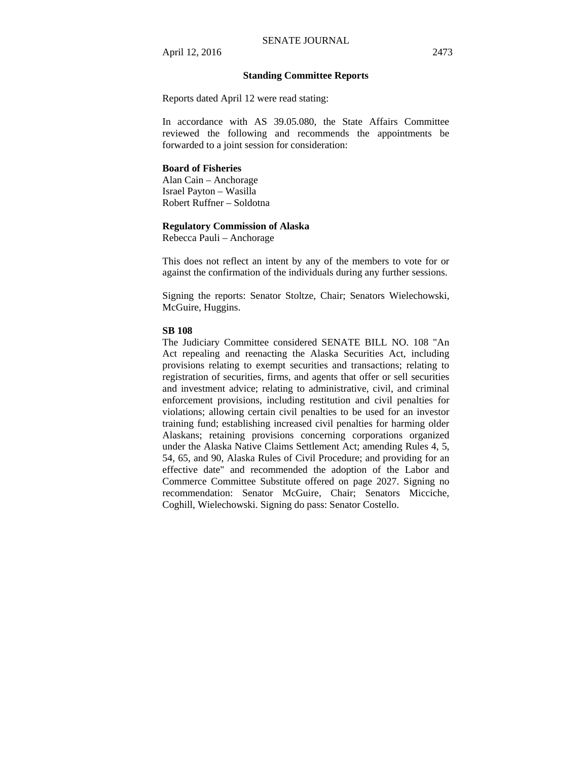## Standing Committee Reports

Reports dated April 12 were read stating:

In accordance with AS 39.05.080, the State Affairs Committee reviewed the following and recommends the appointments be forwarded to a joint session for consideration:

**Board of Fisheries**
Alan Cain – Anchorage
Israel Payton – Wasilla
Robert Ruffner – Soldotna

**Regulatory Commission of Alaska**
Rebecca Pauli – Anchorage

This does not reflect an intent by any of the members to vote for or against the confirmation of the individuals during any further sessions.

Signing the reports: Senator Stoltze, Chair; Senators Wielechowski, McGuire, Huggins.

**SB 108**
The Judiciary Committee considered SENATE BILL NO. 108 "An Act repealing and reenacting the Alaska Securities Act, including provisions relating to exempt securities and transactions; relating to registration of securities, firms, and agents that offer or sell securities and investment advice; relating to administrative, civil, and criminal enforcement provisions, including restitution and civil penalties for violations; allowing certain civil penalties to be used for an investor training fund; establishing increased civil penalties for harming older Alaskans; retaining provisions concerning corporations organized under the Alaska Native Claims Settlement Act; amending Rules 4, 5, 54, 65, and 90, Alaska Rules of Civil Procedure; and providing for an effective date" and recommended the adoption of the Labor and Commerce Committee Substitute offered on page 2027. Signing no recommendation: Senator McGuire, Chair; Senators Micciche, Coghill, Wielechowski. Signing do pass: Senator Costello.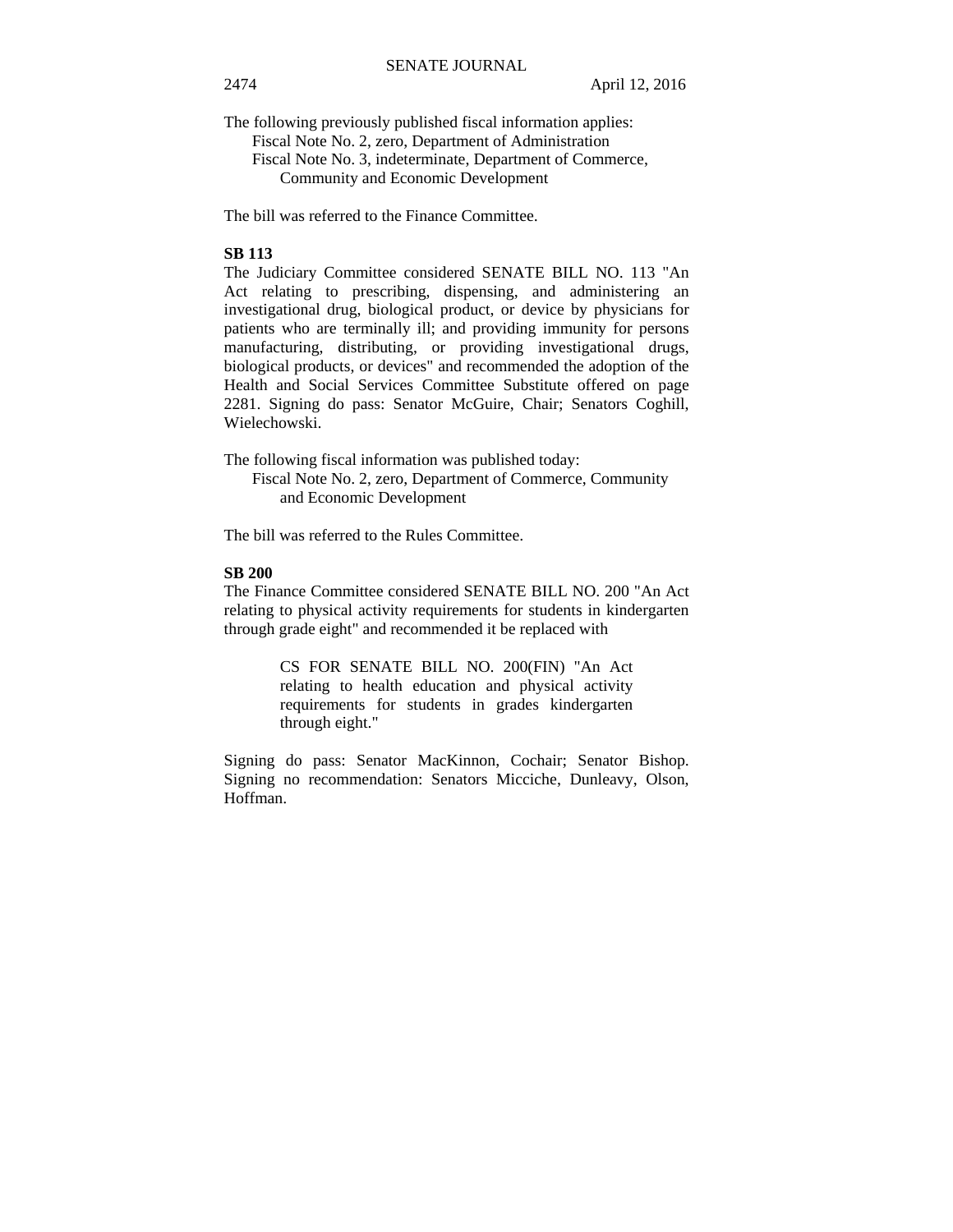The following previously published fiscal information applies:

Fiscal Note No. 2, zero, Department of Administration
Fiscal Note No. 3, indeterminate, Department of Commerce, Community and Economic Development

The bill was referred to the Finance Committee.

**SB 113**

The Judiciary Committee considered SENATE BILL NO. 113 "An Act relating to prescribing, dispensing, and administering an investigational drug, biological product, or device by physicians for patients who are terminally ill; and providing immunity for persons manufacturing, distributing, or providing investigational drugs, biological products, or devices" and recommended the adoption of the Health and Social Services Committee Substitute offered on page 2281. Signing do pass: Senator McGuire, Chair; Senators Coghill, Wielechowski.

The following fiscal information was published today:

Fiscal Note No. 2, zero, Department of Commerce, Community and Economic Development

The bill was referred to the Rules Committee.

**SB 200**

The Finance Committee considered SENATE BILL NO. 200 "An Act relating to physical activity requirements for students in kindergarten through grade eight" and recommended it be replaced with

> CS FOR SENATE BILL NO. 200(FIN) "An Act relating to health education and physical activity requirements for students in grades kindergarten through eight."

Signing do pass: Senator MacKinnon, Cochair; Senator Bishop. Signing no recommendation: Senators Micciche, Dunleavy, Olson, Hoffman.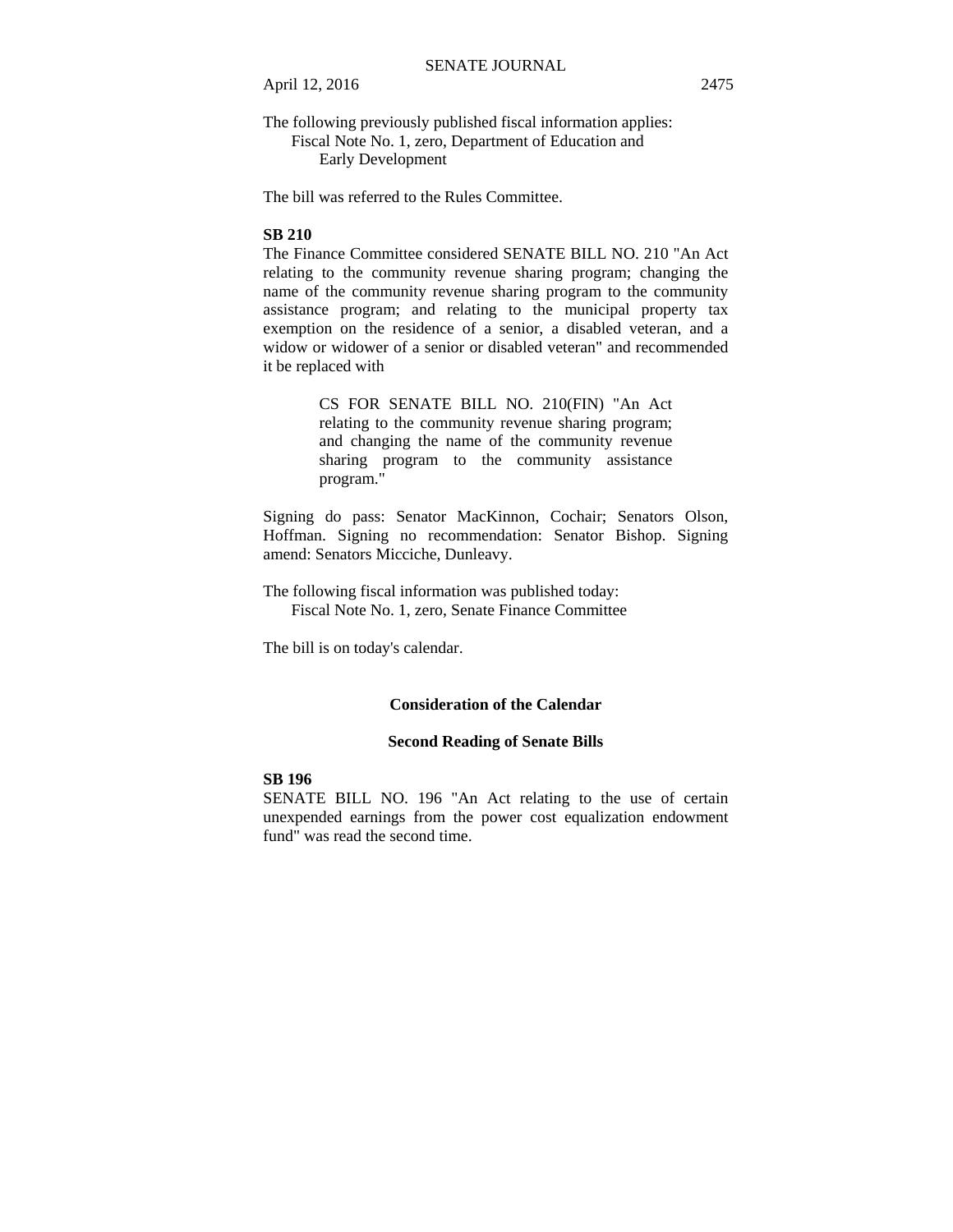The following previously published fiscal information applies:

Fiscal Note No. 1, zero, Department of Education and Early Development

The bill was referred to the Rules Committee.

**SB 210**

The Finance Committee considered SENATE BILL NO. 210 "An Act relating to the community revenue sharing program; changing the name of the community revenue sharing program to the community assistance program; and relating to the municipal property tax exemption on the residence of a senior, a disabled veteran, and a widow or widower of a senior or disabled veteran" and recommended it be replaced with

> CS FOR SENATE BILL NO. 210(FIN) "An Act relating to the community revenue sharing program; and changing the name of the community revenue sharing program to the community assistance program."

Signing do pass: Senator MacKinnon, Cochair; Senators Olson, Hoffman. Signing no recommendation: Senator Bishop. Signing amend: Senators Micciche, Dunleavy.

The following fiscal information was published today:

Fiscal Note No. 1, zero, Senate Finance Committee

The bill is on today's calendar.

## Consideration of the Calendar

### Second Reading of Senate Bills

**SB 196**

SENATE BILL NO. 196 "An Act relating to the use of certain unexpended earnings from the power cost equalization endowment fund" was read the second time.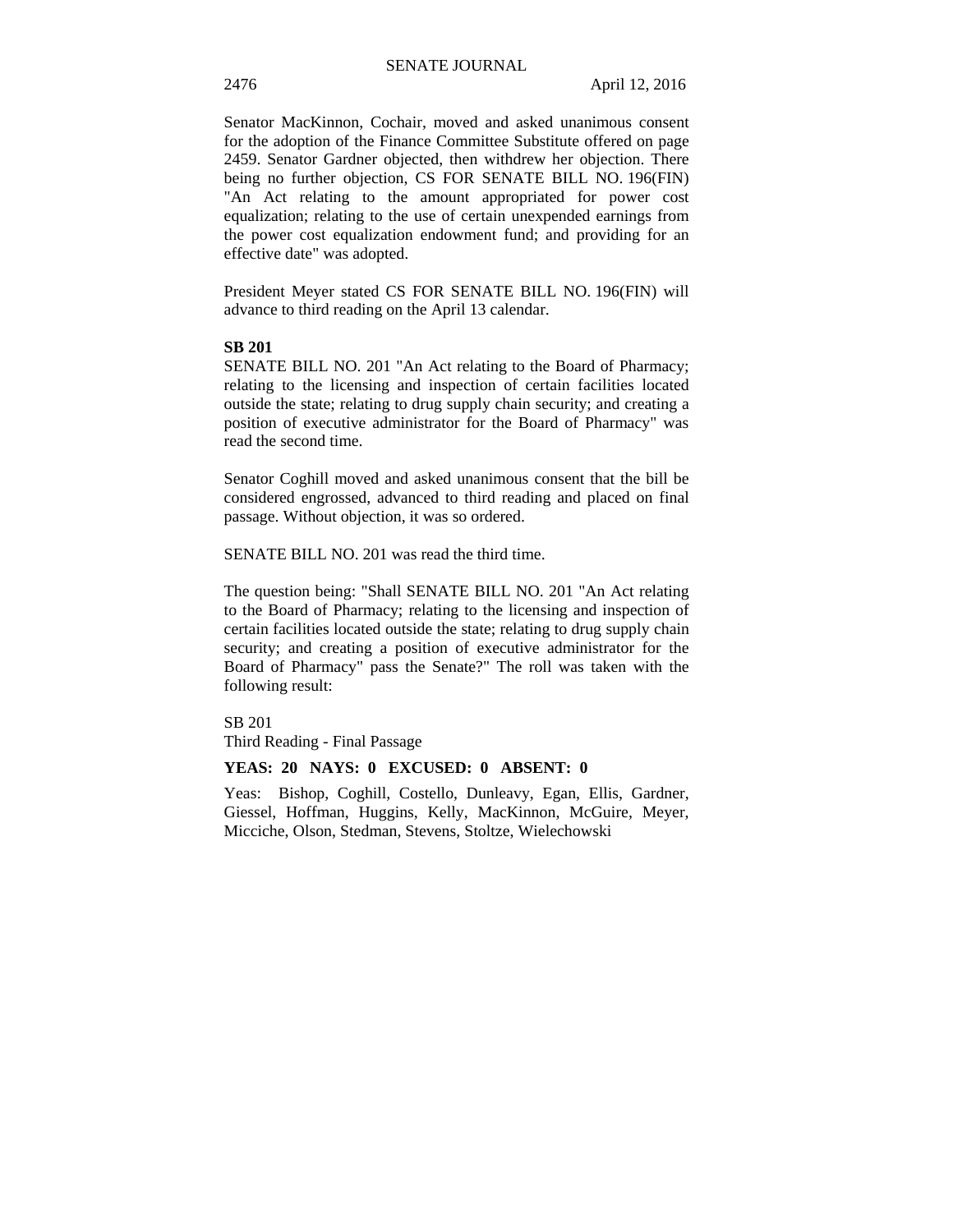Senator MacKinnon, Cochair, moved and asked unanimous consent for the adoption of the Finance Committee Substitute offered on page 2459. Senator Gardner objected, then withdrew her objection. There being no further objection, CS FOR SENATE BILL NO. 196(FIN) "An Act relating to the amount appropriated for power cost equalization; relating to the use of certain unexpended earnings from the power cost equalization endowment fund; and providing for an effective date" was adopted.

President Meyer stated CS FOR SENATE BILL NO. 196(FIN) will advance to third reading on the April 13 calendar.

**SB 201**

SENATE BILL NO. 201 "An Act relating to the Board of Pharmacy; relating to the licensing and inspection of certain facilities located outside the state; relating to drug supply chain security; and creating a position of executive administrator for the Board of Pharmacy" was read the second time.

Senator Coghill moved and asked unanimous consent that the bill be considered engrossed, advanced to third reading and placed on final passage. Without objection, it was so ordered.

SENATE BILL NO. 201 was read the third time.

The question being: "Shall SENATE BILL NO. 201 "An Act relating to the Board of Pharmacy; relating to the licensing and inspection of certain facilities located outside the state; relating to drug supply chain security; and creating a position of executive administrator for the Board of Pharmacy" pass the Senate?" The roll was taken with the following result:

SB 201
Third Reading - Final Passage

**YEAS: 20 NAYS: 0 EXCUSED: 0 ABSENT: 0**

Yeas: Bishop, Coghill, Costello, Dunleavy, Egan, Ellis, Gardner, Giessel, Hoffman, Huggins, Kelly, MacKinnon, McGuire, Meyer, Micciche, Olson, Stedman, Stevens, Stoltze, Wielechowski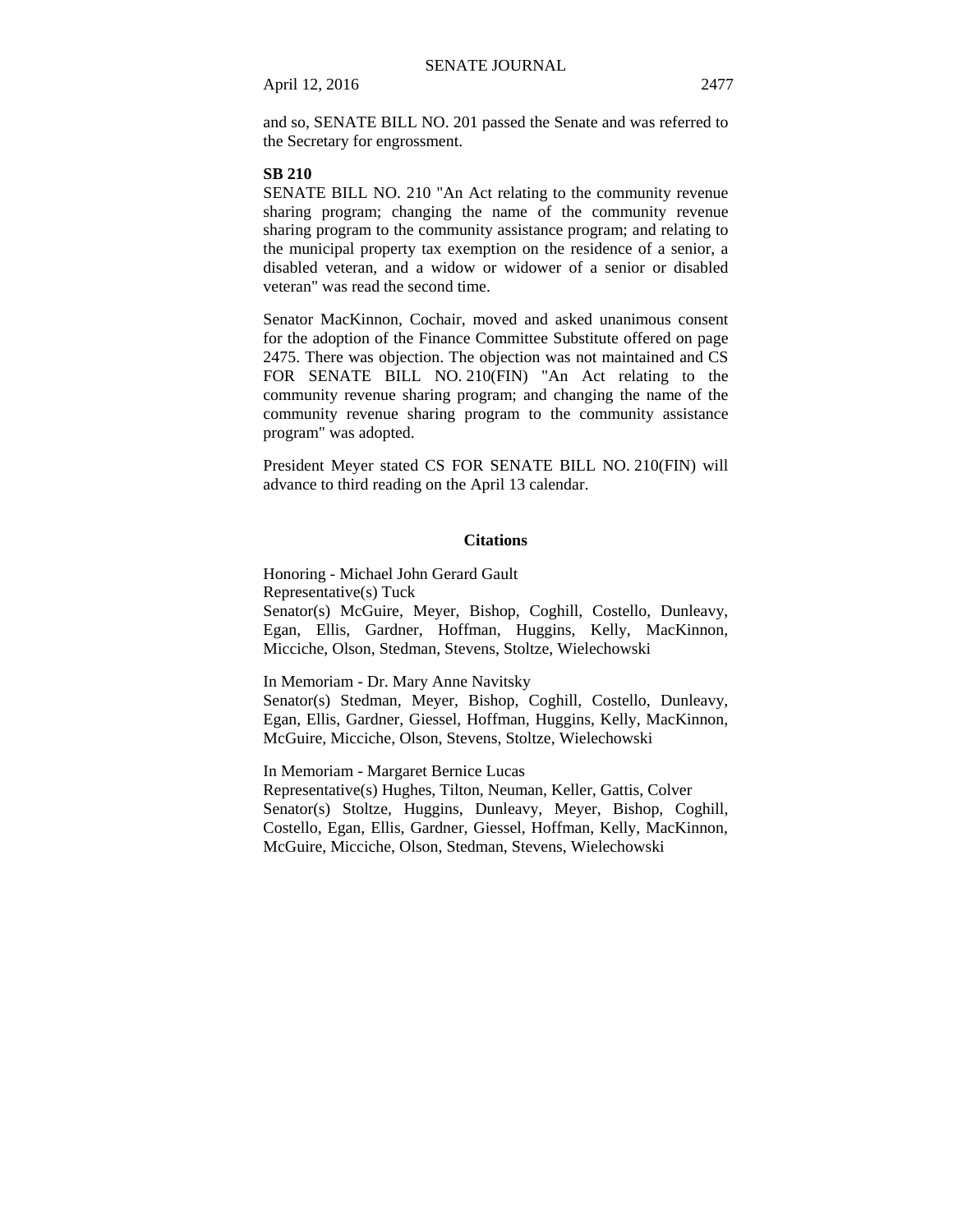and so, SENATE BILL NO. 201 passed the Senate and was referred to the Secretary for engrossment.

**SB 210**

SENATE BILL NO. 210 "An Act relating to the community revenue sharing program; changing the name of the community revenue sharing program to the community assistance program; and relating to the municipal property tax exemption on the residence of a senior, a disabled veteran, and a widow or widower of a senior or disabled veteran" was read the second time.

Senator MacKinnon, Cochair, moved and asked unanimous consent for the adoption of the Finance Committee Substitute offered on page 2475. There was objection. The objection was not maintained and CS FOR SENATE BILL NO. 210(FIN) "An Act relating to the community revenue sharing program; and changing the name of the community revenue sharing program to the community assistance program" was adopted.

President Meyer stated CS FOR SENATE BILL NO. 210(FIN) will advance to third reading on the April 13 calendar.

## Citations

Honoring - Michael John Gerard Gault
Representative(s) Tuck
Senator(s) McGuire, Meyer, Bishop, Coghill, Costello, Dunleavy, Egan, Ellis, Gardner, Hoffman, Huggins, Kelly, MacKinnon, Micciche, Olson, Stedman, Stevens, Stoltze, Wielechowski

In Memoriam - Dr. Mary Anne Navitsky
Senator(s) Stedman, Meyer, Bishop, Coghill, Costello, Dunleavy, Egan, Ellis, Gardner, Giessel, Hoffman, Huggins, Kelly, MacKinnon, McGuire, Micciche, Olson, Stevens, Stoltze, Wielechowski

In Memoriam - Margaret Bernice Lucas
Representative(s) Hughes, Tilton, Neuman, Keller, Gattis, Colver
Senator(s) Stoltze, Huggins, Dunleavy, Meyer, Bishop, Coghill, Costello, Egan, Ellis, Gardner, Giessel, Hoffman, Kelly, MacKinnon, McGuire, Micciche, Olson, Stedman, Stevens, Wielechowski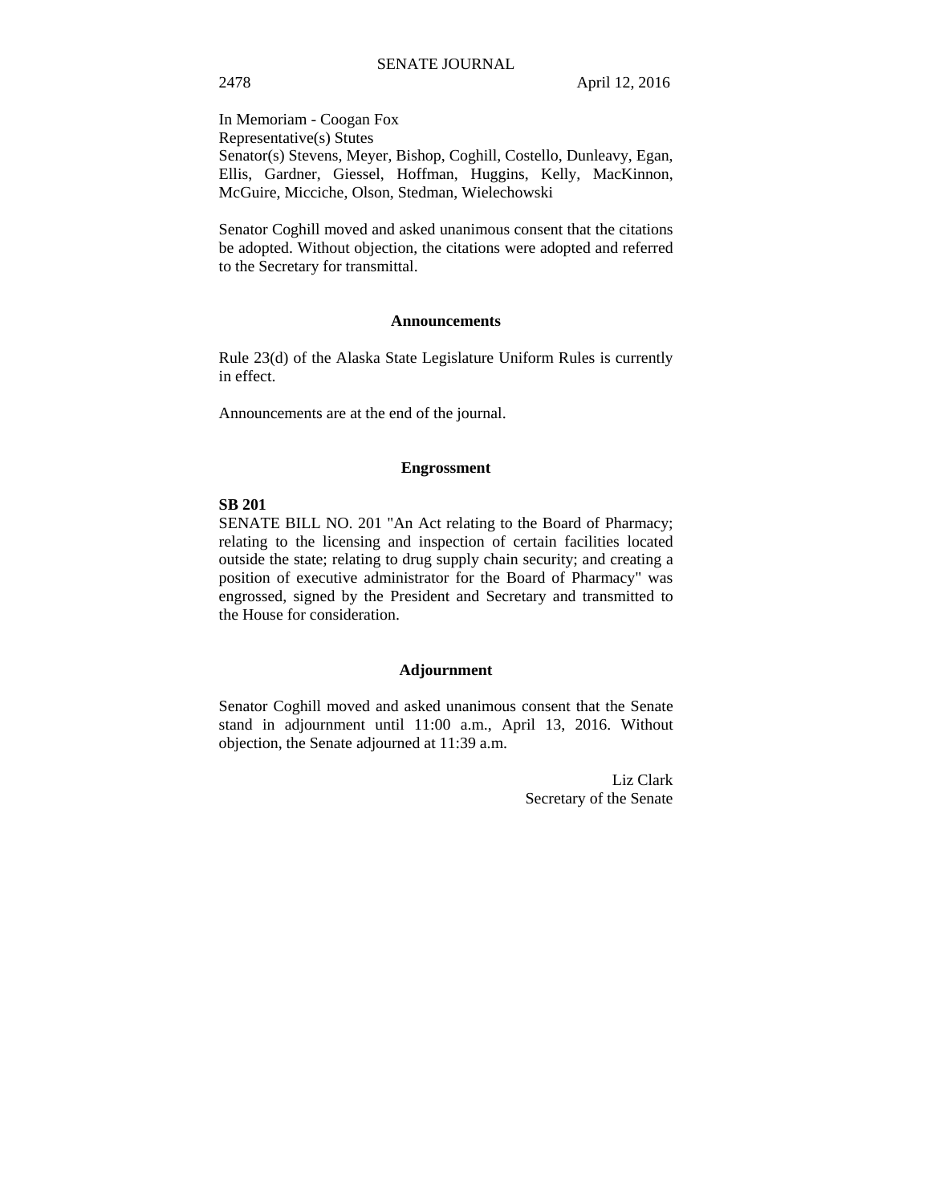In Memoriam - Coogan Fox
Representative(s) Stutes
Senator(s) Stevens, Meyer, Bishop, Coghill, Costello, Dunleavy, Egan, Ellis, Gardner, Giessel, Hoffman, Huggins, Kelly, MacKinnon, McGuire, Micciche, Olson, Stedman, Wielechowski

Senator Coghill moved and asked unanimous consent that the citations be adopted. Without objection, the citations were adopted and referred to the Secretary for transmittal.

## Announcements

Rule 23(d) of the Alaska State Legislature Uniform Rules is currently in effect.

Announcements are at the end of the journal.

## Engrossment

**SB 201**

SENATE BILL NO. 201 "An Act relating to the Board of Pharmacy; relating to the licensing and inspection of certain facilities located outside the state; relating to drug supply chain security; and creating a position of executive administrator for the Board of Pharmacy" was engrossed, signed by the President and Secretary and transmitted to the House for consideration.

## Adjournment

Senator Coghill moved and asked unanimous consent that the Senate stand in adjournment until 11:00 a.m., April 13, 2016. Without objection, the Senate adjourned at 11:39 a.m.

Liz Clark
Secretary of the Senate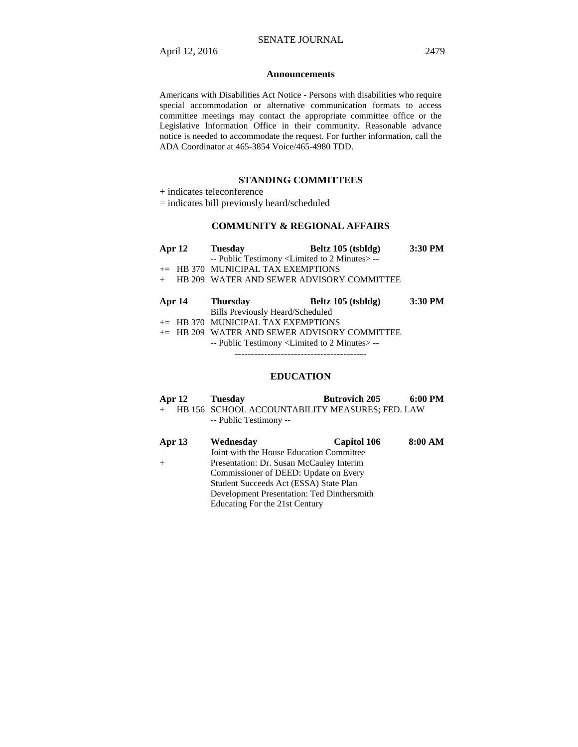## Announcements

Americans with Disabilities Act Notice - Persons with disabilities who require special accommodation or alternative communication formats to access committee meetings may contact the appropriate committee office or the Legislative Information Office in their community. Reasonable advance notice is needed to accommodate the request. For further information, call the ADA Coordinator at 465-3854 Voice/465-4980 TDD.

## STANDING COMMITTEES

+ indicates teleconference

= indicates bill previously heard/scheduled

### COMMUNITY & REGIONAL AFFAIRS

**Apr 12** **Tuesday** **Beltz 105 (tsbldg)** **3:30 PM**

-- Public Testimony <Limited to 2 Minutes> --

+= HB 370 MUNICIPAL TAX EXEMPTIONS

\+ HB 209 WATER AND SEWER ADVISORY COMMITTEE

**Apr 14** **Thursday** **Beltz 105 (tsbldg)** **3:30 PM**

Bills Previously Heard/Scheduled

+= HB 370 MUNICIPAL TAX EXEMPTIONS

+= HB 209 WATER AND SEWER ADVISORY COMMITTEE

-- Public Testimony <Limited to 2 Minutes> --

----------------------------------------

### EDUCATION

**Apr 12** **Tuesday** **Butrovich 205** **6:00 PM**

\+ HB 156 SCHOOL ACCOUNTABILITY MEASURES; FED. LAW

-- Public Testimony --

**Apr 13** **Wednesday** **Capitol 106** **8:00 AM**

Joint with the House Education Committee

\+ Presentation: Dr. Susan McCauley Interim Commissioner of DEED: Update on Every Student Succeeds Act (ESSA) State Plan Development Presentation: Ted Dinthersmith Educating For the 21st Century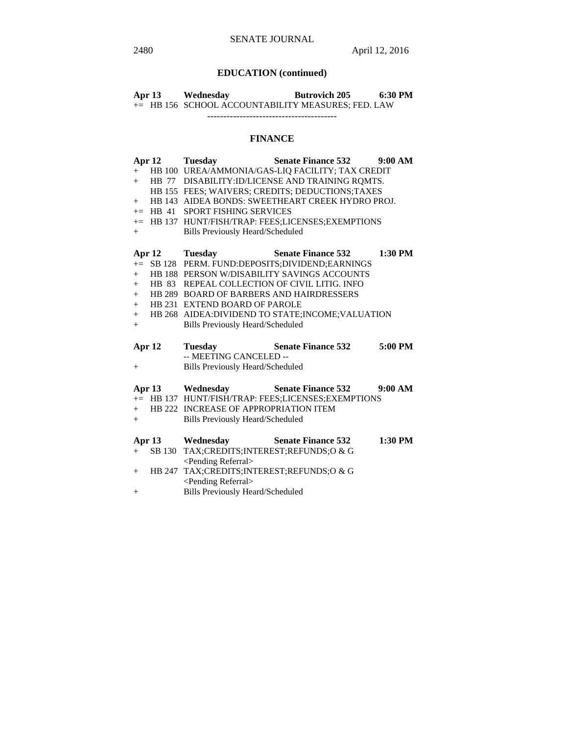## EDUCATION (continued)

**Apr 13 Wednesday Butrovich 205 6:30 PM**

+= HB 156 SCHOOL ACCOUNTABILITY MEASURES; FED. LAW

----------------------------------------

## FINANCE

**Apr 12 Tuesday Senate Finance 532 9:00 AM**

+ HB 100 UREA/AMMONIA/GAS-LIQ FACILITY; TAX CREDIT
+ HB 77 DISABILITY:ID/LICENSE AND TRAINING RQMTS.
  HB 155 FEES; WAIVERS; CREDITS; DEDUCTIONS;TAXES
+ HB 143 AIDEA BONDS: SWEETHEART CREEK HYDRO PROJ.
+= HB 41 SPORT FISHING SERVICES
+= HB 137 HUNT/FISH/TRAP: FEES;LICENSES;EXEMPTIONS
+ Bills Previously Heard/Scheduled

**Apr 12 Tuesday Senate Finance 532 1:30 PM**

+= SB 128 PERM. FUND:DEPOSITS;DIVIDEND;EARNINGS
+ HB 188 PERSON W/DISABILITY SAVINGS ACCOUNTS
+ HB 83 REPEAL COLLECTION OF CIVIL LITIG. INFO
+ HB 289 BOARD OF BARBERS AND HAIRDRESSERS
+ HB 231 EXTEND BOARD OF PAROLE
+ HB 268 AIDEA:DIVIDEND TO STATE;INCOME;VALUATION
+ Bills Previously Heard/Scheduled

**Apr 12 Tuesday Senate Finance 532 5:00 PM**

-- MEETING CANCELED --

+ Bills Previously Heard/Scheduled

**Apr 13 Wednesday Senate Finance 532 9:00 AM**

+= HB 137 HUNT/FISH/TRAP: FEES;LICENSES;EXEMPTIONS
+ HB 222 INCREASE OF APPROPRIATION ITEM
+ Bills Previously Heard/Scheduled

**Apr 13 Wednesday Senate Finance 532 1:30 PM**

+ SB 130 TAX;CREDITS;INTEREST;REFUNDS;O & G
  <Pending Referral>
+ HB 247 TAX;CREDITS;INTEREST;REFUNDS;O & G
  <Pending Referral>
+ Bills Previously Heard/Scheduled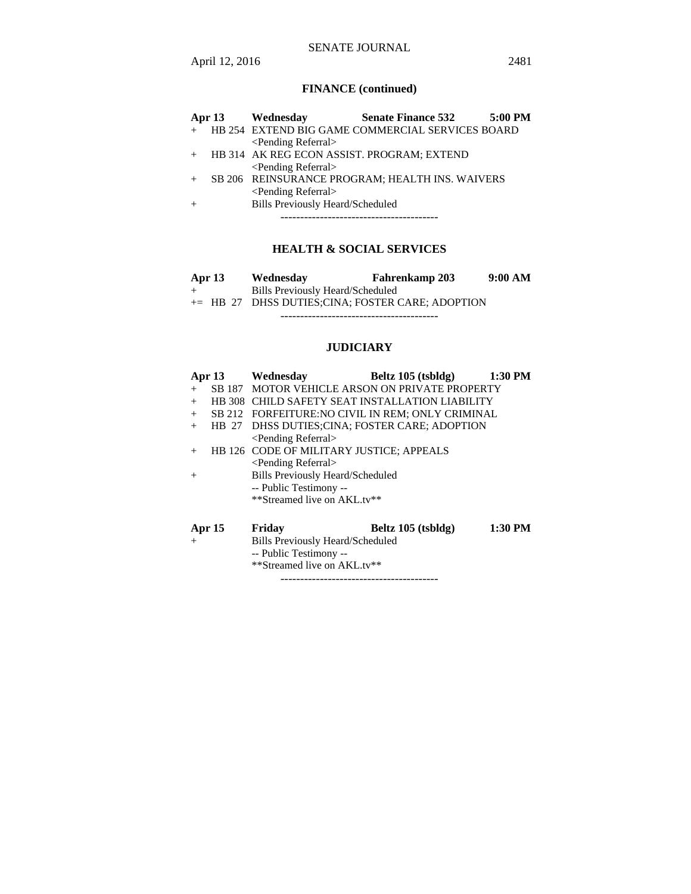## FINANCE (continued)

**Apr 13 Wednesday Senate Finance 532 5:00 PM**

+ HB 254 EXTEND BIG GAME COMMERCIAL SERVICES BOARD
  <Pending Referral>
+ HB 314 AK REG ECON ASSIST. PROGRAM; EXTEND
  <Pending Referral>
+ SB 206 REINSURANCE PROGRAM; HEALTH INS. WAIVERS
  <Pending Referral>
+ Bills Previously Heard/Scheduled

----------------------------------------

## HEALTH & SOCIAL SERVICES

**Apr 13 Wednesday Fahrenkamp 203 9:00 AM**

+ Bills Previously Heard/Scheduled

+= HB 27 DHSS DUTIES;CINA; FOSTER CARE; ADOPTION

----------------------------------------

## JUDICIARY

**Apr 13 Wednesday Beltz 105 (tsbldg) 1:30 PM**

+ SB 187 MOTOR VEHICLE ARSON ON PRIVATE PROPERTY
+ HB 308 CHILD SAFETY SEAT INSTALLATION LIABILITY
+ SB 212 FORFEITURE:NO CIVIL IN REM; ONLY CRIMINAL
+ HB 27 DHSS DUTIES;CINA; FOSTER CARE; ADOPTION
  <Pending Referral>
+ HB 126 CODE OF MILITARY JUSTICE; APPEALS
  <Pending Referral>
+ Bills Previously Heard/Scheduled
  -- Public Testimony --
  **Streamed live on AKL.tv**

**Apr 15 Friday Beltz 105 (tsbldg) 1:30 PM**

+ Bills Previously Heard/Scheduled
  -- Public Testimony --
  **Streamed live on AKL.tv**

----------------------------------------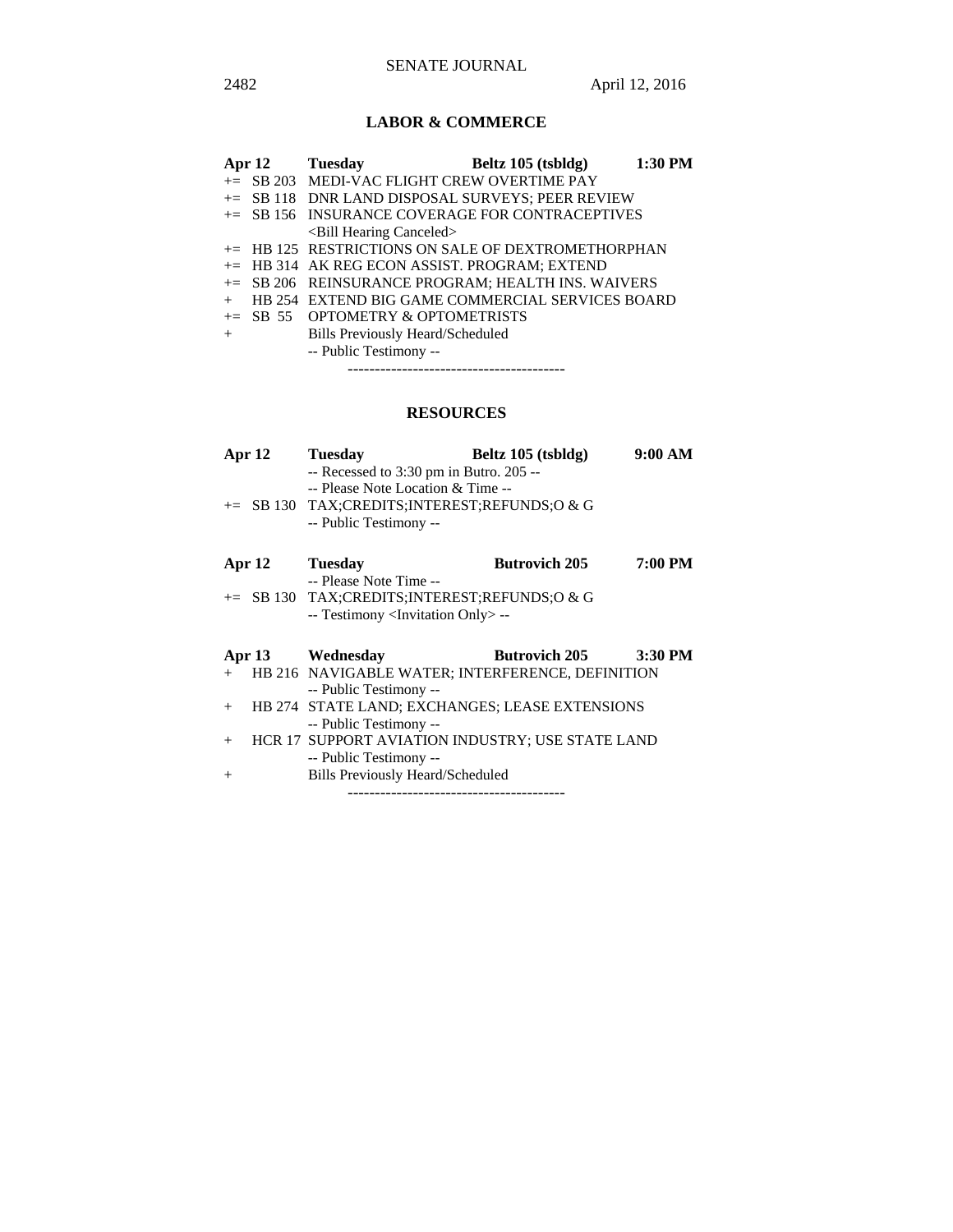## LABOR & COMMERCE

**Apr 12 Tuesday Beltz 105 (tsbldg) 1:30 PM**

+= SB 203 MEDI-VAC FLIGHT CREW OVERTIME PAY
+= SB 118 DNR LAND DISPOSAL SURVEYS; PEER REVIEW
+= SB 156 INSURANCE COVERAGE FOR CONTRACEPTIVES
<Bill Hearing Canceled>
+= HB 125 RESTRICTIONS ON SALE OF DEXTROMETHORPHAN
+= HB 314 AK REG ECON ASSIST. PROGRAM; EXTEND
+= SB 206 REINSURANCE PROGRAM; HEALTH INS. WAIVERS
+ HB 254 EXTEND BIG GAME COMMERCIAL SERVICES BOARD
+= SB 55 OPTOMETRY & OPTOMETRISTS
+ Bills Previously Heard/Scheduled
-- Public Testimony --

----------------------------------------

## RESOURCES

**Apr 12 Tuesday Beltz 105 (tsbldg) 9:00 AM**

-- Recessed to 3:30 pm in Butro. 205 --
-- Please Note Location & Time --
+= SB 130 TAX;CREDITS;INTEREST;REFUNDS;O & G
-- Public Testimony --

**Apr 12 Tuesday Butrovich 205 7:00 PM**

-- Please Note Time --
+= SB 130 TAX;CREDITS;INTEREST;REFUNDS;O & G
-- Testimony <Invitation Only> --

**Apr 13 Wednesday Butrovich 205 3:30 PM**

+ HB 216 NAVIGABLE WATER; INTERFERENCE, DEFINITION
-- Public Testimony --
+ HB 274 STATE LAND; EXCHANGES; LEASE EXTENSIONS
-- Public Testimony --
+ HCR 17 SUPPORT AVIATION INDUSTRY; USE STATE LAND
-- Public Testimony --
+ Bills Previously Heard/Scheduled

----------------------------------------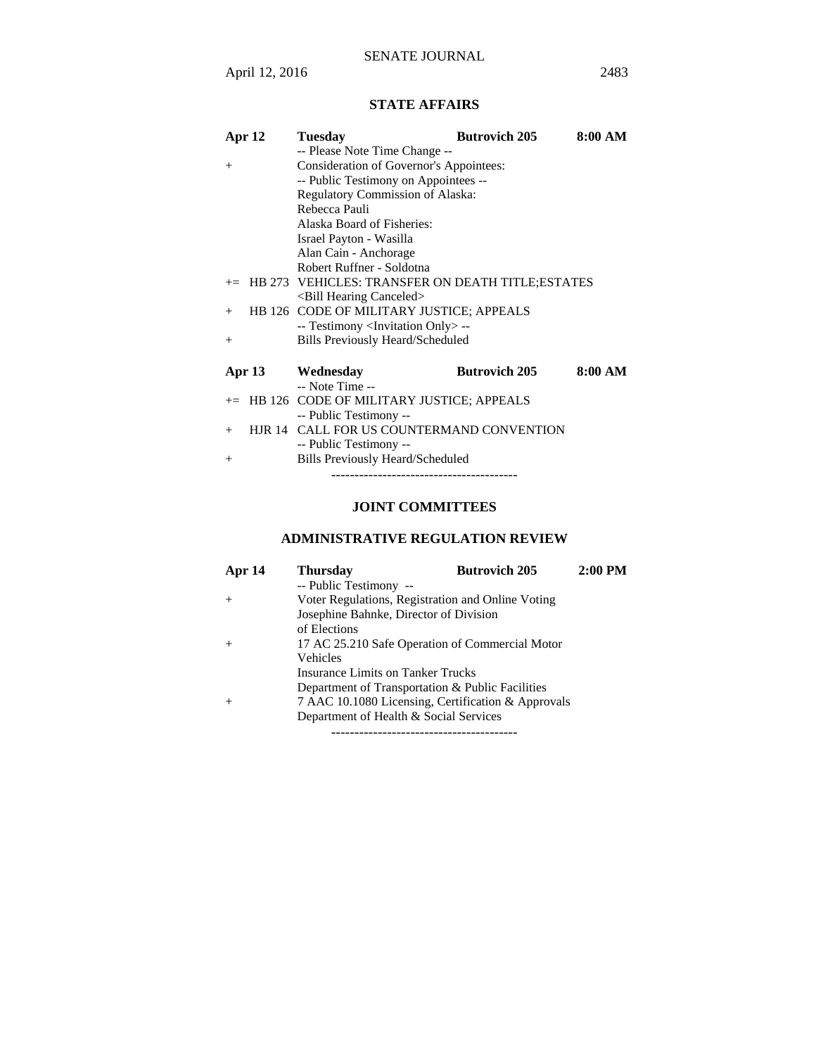## STATE AFFAIRS

| | | | | |
|---|---|---|---|---|
| **Apr 12** | | **Tuesday** | **Butrovich 205** | **8:00 AM** |
| | | -- Please Note Time Change -- | | |
| + | | Consideration of Governor's Appointees: | | |
| | | -- Public Testimony on Appointees -- | | |
| | | Regulatory Commission of Alaska: | | |
| | | Rebecca Pauli | | |
| | | Alaska Board of Fisheries: | | |
| | | Israel Payton - Wasilla | | |
| | | Alan Cain - Anchorage | | |
| | | Robert Ruffner - Soldotna | | |
| += | HB 273 | VEHICLES: TRANSFER ON DEATH TITLE;ESTATES | | |
| | | <Bill Hearing Canceled> | | |
| + | HB 126 | CODE OF MILITARY JUSTICE; APPEALS | | |
| | | -- Testimony <Invitation Only> -- | | |
| + | | Bills Previously Heard/Scheduled | | |

| | | | | |
|---|---|---|---|---|
| **Apr 13** | | **Wednesday** | **Butrovich 205** | **8:00 AM** |
| | | -- Note Time -- | | |
| += | HB 126 | CODE OF MILITARY JUSTICE; APPEALS | | |
| | | -- Public Testimony -- | | |
| + | HJR 14 | CALL FOR US COUNTERMAND CONVENTION | | |
| | | -- Public Testimony -- | | |
| + | | Bills Previously Heard/Scheduled | | |

----------------------------------------

## JOINT COMMITTEES

## ADMINISTRATIVE REGULATION REVIEW

| | | | |
|---|---|---|---|
| **Apr 14** | **Thursday** | **Butrovich 205** | **2:00 PM** |
| | -- Public Testimony -- | | |
| + | Voter Regulations, Registration and Online Voting | | |
| | Josephine Bahnke, Director of Division of Elections | | |
| + | 17 AC 25.210 Safe Operation of Commercial Motor Vehicles | | |
| | Insurance Limits on Tanker Trucks | | |
| | Department of Transportation & Public Facilities | | |
| + | 7 AAC 10.1080 Licensing, Certification & Approvals | | |
| | Department of Health & Social Services | | |

----------------------------------------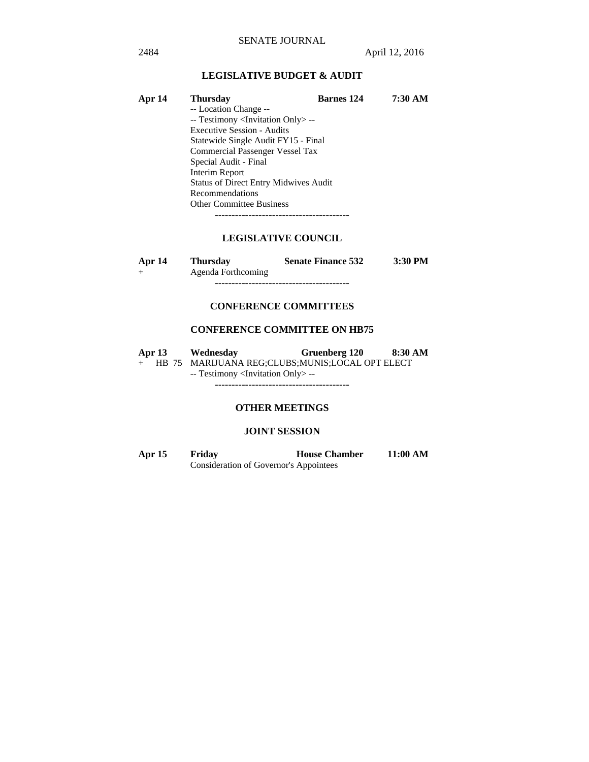## LEGISLATIVE BUDGET & AUDIT

| | | | |
|---|---|---|---|
| **Apr 14** | **Thursday** | **Barnes 124** | **7:30 AM** |

-- Location Change --
-- Testimony <Invitation Only> --
Executive Session - Audits
Statewide Single Audit FY15 - Final
Commercial Passenger Vessel Tax
Special Audit - Final
Interim Report
Status of Direct Entry Midwives Audit
Recommendations
Other Committee Business

----------------------------------------

## LEGISLATIVE COUNCIL

| | | | |
|---|---|---|---|
| **Apr 14** | **Thursday** | **Senate Finance 532** | **3:30 PM** |

+ Agenda Forthcoming

----------------------------------------

## CONFERENCE COMMITTEES

### CONFERENCE COMMITTEE ON HB75

| | | | |
|---|---|---|---|
| **Apr 13** | **Wednesday** | **Gruenberg 120** | **8:30 AM** |

+ HB 75 MARIJUANA REG;CLUBS;MUNIS;LOCAL OPT ELECT
-- Testimony <Invitation Only> --

----------------------------------------

## OTHER MEETINGS

### JOINT SESSION

| | | | |
|---|---|---|---|
| **Apr 15** | **Friday** | **House Chamber** | **11:00 AM** |

Consideration of Governor's Appointees